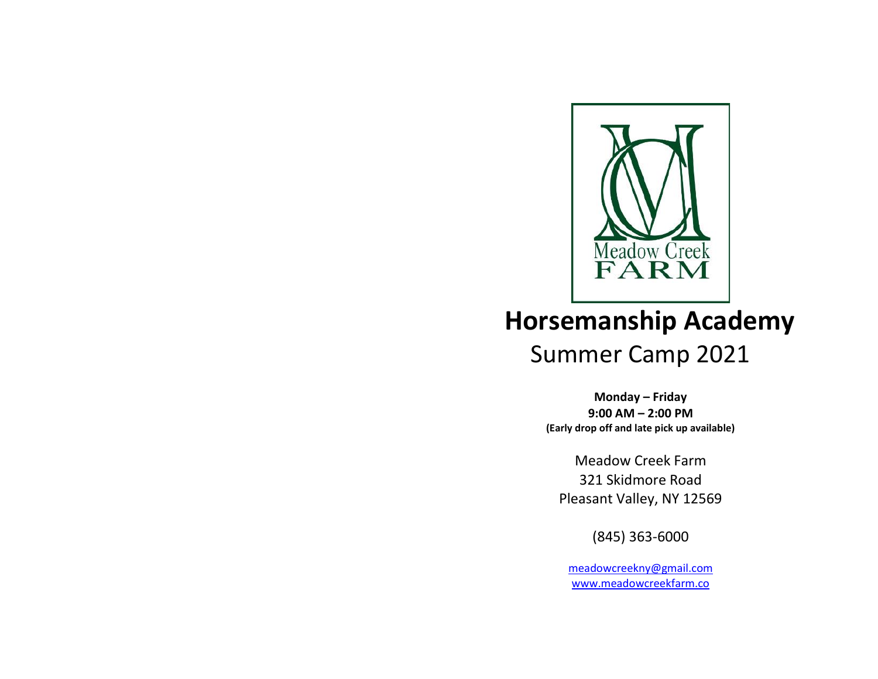Meadow Creek
FARM

# Horsemanship Academy

## Summer Camp 2021

**Monday – Friday**
**9:00 AM – 2:00 PM**
**(Early drop off and late pick up available)**

Meadow Creek Farm
321 Skidmore Road
Pleasant Valley, NY 12569

(845) 363-6000

meadowcreekny@gmail.com
www.meadowcreekfarm.co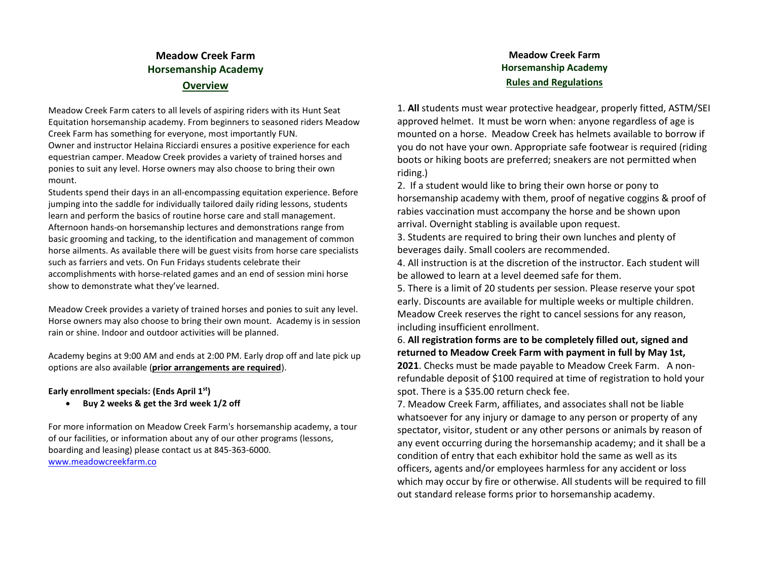# Meadow Creek Farm
## Horsemanship Academy
### Overview

Meadow Creek Farm caters to all levels of aspiring riders with its Hunt Seat Equitation horsemanship academy. From beginners to seasoned riders Meadow Creek Farm has something for everyone, most importantly FUN.
Owner and instructor Helaina Ricciardi ensures a positive experience for each equestrian camper. Meadow Creek provides a variety of trained horses and ponies to suit any level. Horse owners may also choose to bring their own mount.
Students spend their days in an all-encompassing equitation experience. Before jumping into the saddle for individually tailored daily riding lessons, students learn and perform the basics of routine horse care and stall management. Afternoon hands-on horsemanship lectures and demonstrations range from basic grooming and tacking, to the identification and management of common horse ailments. As available there will be guest visits from horse care specialists such as farriers and vets. On Fun Fridays students celebrate their accomplishments with horse-related games and an end of session mini horse show to demonstrate what they've learned.

Meadow Creek provides a variety of trained horses and ponies to suit any level. Horse owners may also choose to bring their own mount. Academy is in session rain or shine. Indoor and outdoor activities will be planned.

Academy begins at 9:00 AM and ends at 2:00 PM. Early drop off and late pick up options are also available (**prior arrangements are required**).

**Early enrollment specials: (Ends April 1st)**

- **Buy 2 weeks & get the 3rd week 1/2 off**

For more information on Meadow Creek Farm's horsemanship academy, a tour of our facilities, or information about any of our other programs (lessons, boarding and leasing) please contact us at 845-363-6000.
www.meadowcreekfarm.co

# Meadow Creek Farm
## Horsemanship Academy
### Rules and Regulations

1. **All** students must wear protective headgear, properly fitted, ASTM/SEI approved helmet. It must be worn when: anyone regardless of age is mounted on a horse. Meadow Creek has helmets available to borrow if you do not have your own. Appropriate safe footwear is required (riding boots or hiking boots are preferred; sneakers are not permitted when riding.)
2. If a student would like to bring their own horse or pony to horsemanship academy with them, proof of negative coggins & proof of rabies vaccination must accompany the horse and be shown upon arrival. Overnight stabling is available upon request.
3. Students are required to bring their own lunches and plenty of beverages daily. Small coolers are recommended.
4. All instruction is at the discretion of the instructor. Each student will be allowed to learn at a level deemed safe for them.
5. There is a limit of 20 students per session. Please reserve your spot early. Discounts are available for multiple weeks or multiple children. Meadow Creek reserves the right to cancel sessions for any reason, including insufficient enrollment.
6. **All registration forms are to be completely filled out, signed and returned to Meadow Creek Farm with payment in full by May 1st, 2021**. Checks must be made payable to Meadow Creek Farm. A non-refundable deposit of $100 required at time of registration to hold your spot. There is a $35.00 return check fee.
7. Meadow Creek Farm, affiliates, and associates shall not be liable whatsoever for any injury or damage to any person or property of any spectator, visitor, student or any other persons or animals by reason of any event occurring during the horsemanship academy; and it shall be a condition of entry that each exhibitor hold the same as well as its officers, agents and/or employees harmless for any accident or loss which may occur by fire or otherwise. All students will be required to fill out standard release forms prior to horsemanship academy.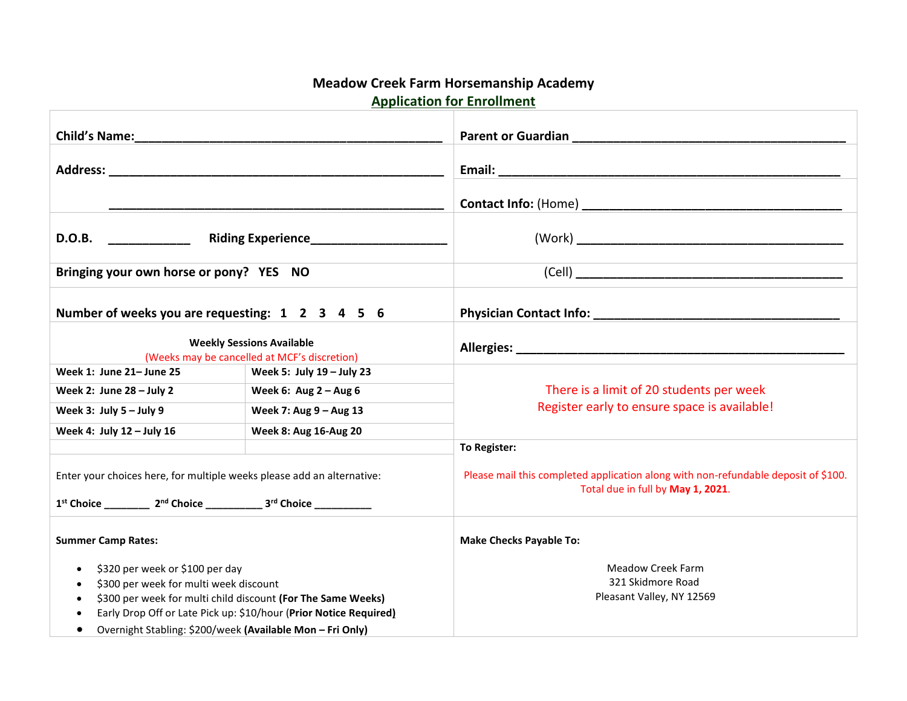# Meadow Creek Farm Horsemanship Academy

## Application for Enrollment

**Child's Name:**_____________________________________________

**Address:** _______________________________________________

_______________________________________________

**D.O.B.** ___________ **Riding Experience**___________________

**Bringing your own horse or pony?** **YES** **NO**

**Number of weeks you are requesting:** **1 2 3 4 5 6**

**Weekly Sessions Available**

(Weeks may be cancelled at MCF's discretion)

| | |
|---|---|
| **Week 1: June 21– June 25** | **Week 5: July 19 – July 23** |
| **Week 2: June 28 – July 2** | **Week 6: Aug 2 – Aug 6** |
| **Week 3: July 5 – July 9** | **Week 7: Aug 9 – Aug 13** |
| **Week 4: July 12 – July 16** | **Week 8: Aug 16-Aug 20** |

Enter your choices here, for multiple weeks please add an alternative:

**1st Choice** _______ **2nd Choice** _________ **3rd Choice** _________

**Summer Camp Rates:**

- $320 per week or $100 per day
- $300 per week for multi week discount
- $300 per week for multi child discount **(For The Same Weeks)**
- Early Drop Off or Late Pick up: $10/hour (**Prior Notice Required)**
- Overnight Stabling: $200/week **(Available Mon – Fri Only)**

**Parent or Guardian** ____________________________________

**Email:** ______________________________________________

**Contact Info:** (Home) __________________________________

(Work) ___________________________________

(Cell) ___________________________________

**Physician Contact Info:** ______________________________

**Allergies:** _____________________________________________

There is a limit of 20 students per week
Register early to ensure space is available!

**To Register:**

Please mail this completed application along with non-refundable deposit of $100. Total due in full by **May 1, 2021**.

**Make Checks Payable To:**

Meadow Creek Farm
321 Skidmore Road
Pleasant Valley, NY 12569